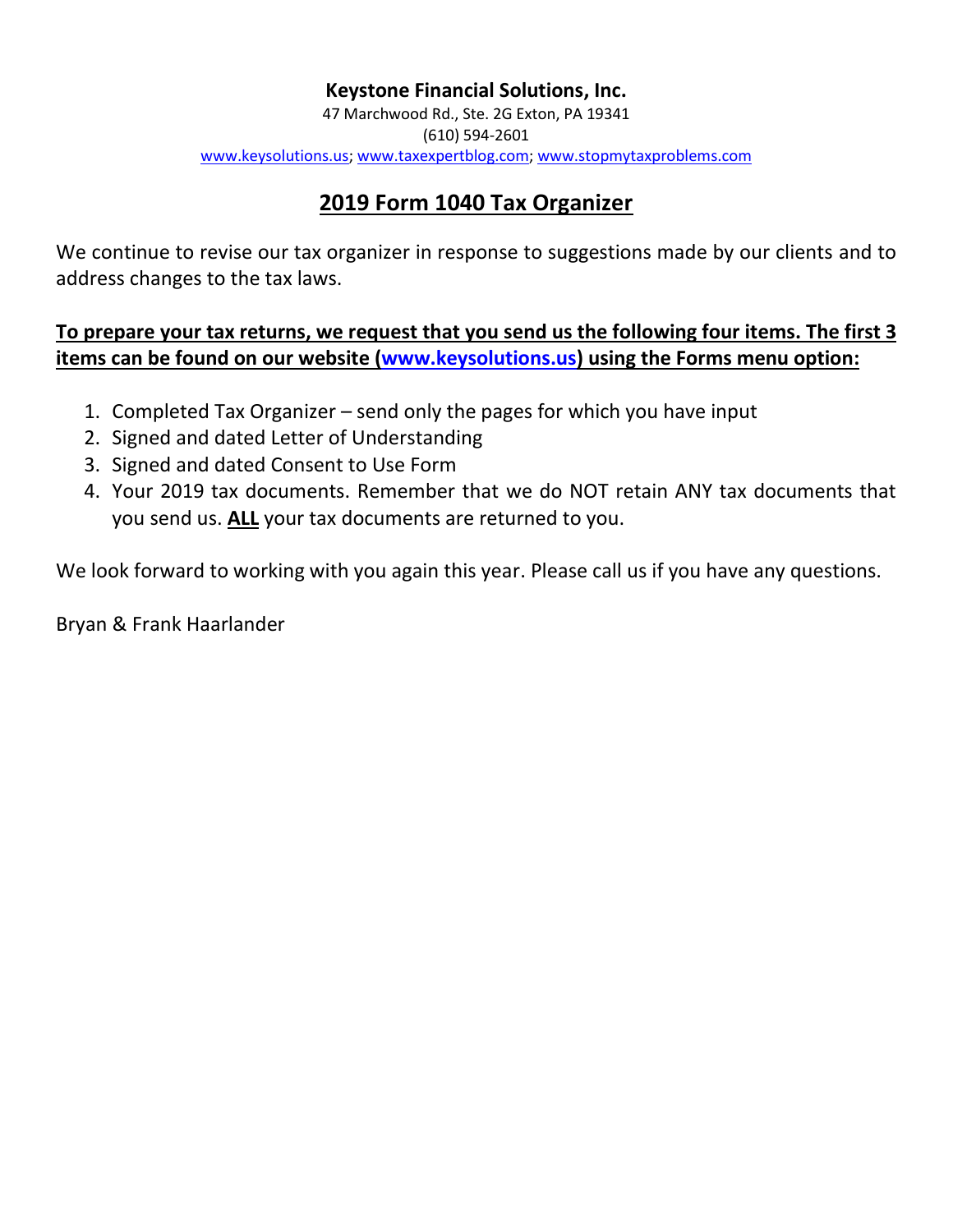**Keystone Financial Solutions, Inc.**

47 Marchwood Rd., Ste. 2G Exton, PA 19341

(610) 594-2601

www.keysolutions.us; www.taxexpertblog.com; www.stopmytaxproblems.com

# 2019 Form 1040 Tax Organizer

We continue to revise our tax organizer in response to suggestions made by our clients and to address changes to the tax laws.

**To prepare your tax returns, we request that you send us the following four items. The first 3 items can be found on our website (www.keysolutions.us) using the Forms menu option:**

1. Completed Tax Organizer – send only the pages for which you have input
2. Signed and dated Letter of Understanding
3. Signed and dated Consent to Use Form
4. Your 2019 tax documents. Remember that we do NOT retain ANY tax documents that you send us. **ALL** your tax documents are returned to you.

We look forward to working with you again this year. Please call us if you have any questions.

Bryan & Frank Haarlander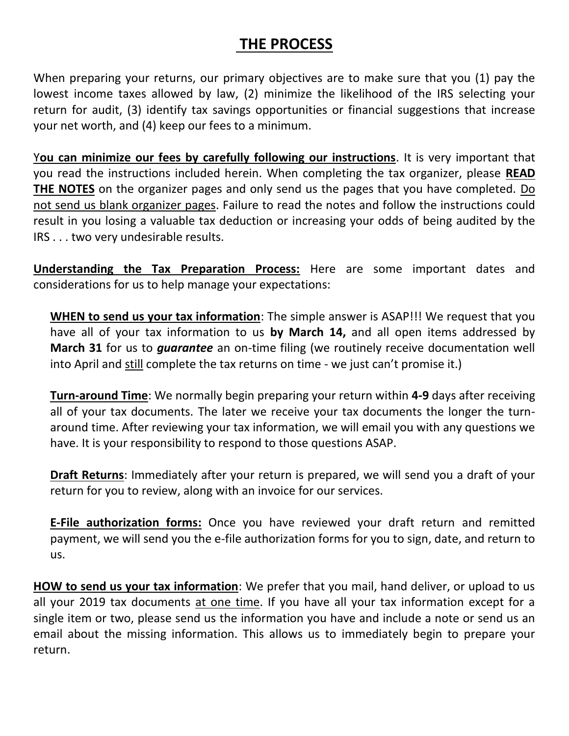# THE PROCESS

When preparing your returns, our primary objectives are to make sure that you (1) pay the lowest income taxes allowed by law, (2) minimize the likelihood of the IRS selecting your return for audit, (3) identify tax savings opportunities or financial suggestions that increase your net worth, and (4) keep our fees to a minimum.

**You can minimize our fees by carefully following our instructions**. It is very important that you read the instructions included herein. When completing the tax organizer, please **READ THE NOTES** on the organizer pages and only send us the pages that you have completed. Do not send us blank organizer pages. Failure to read the notes and follow the instructions could result in you losing a valuable tax deduction or increasing your odds of being audited by the IRS . . . two very undesirable results.

**Understanding the Tax Preparation Process:** Here are some important dates and considerations for us to help manage your expectations:

> **WHEN to send us your tax information**: The simple answer is ASAP!!! We request that you have all of your tax information to us **by March 14,** and all open items addressed by **March 31** for us to ***guarantee*** an on-time filing (we routinely receive documentation well into April and still complete the tax returns on time - we just can't promise it.)
>
> **Turn-around Time**: We normally begin preparing your return within **4-9** days after receiving all of your tax documents. The later we receive your tax documents the longer the turn-around time. After reviewing your tax information, we will email you with any questions we have. It is your responsibility to respond to those questions ASAP.
>
> **Draft Returns**: Immediately after your return is prepared, we will send you a draft of your return for you to review, along with an invoice for our services.
>
> **E-File authorization forms:** Once you have reviewed your draft return and remitted payment, we will send you the e-file authorization forms for you to sign, date, and return to us.

**HOW to send us your tax information**: We prefer that you mail, hand deliver, or upload to us all your 2019 tax documents at one time. If you have all your tax information except for a single item or two, please send us the information you have and include a note or send us an email about the missing information. This allows us to immediately begin to prepare your return.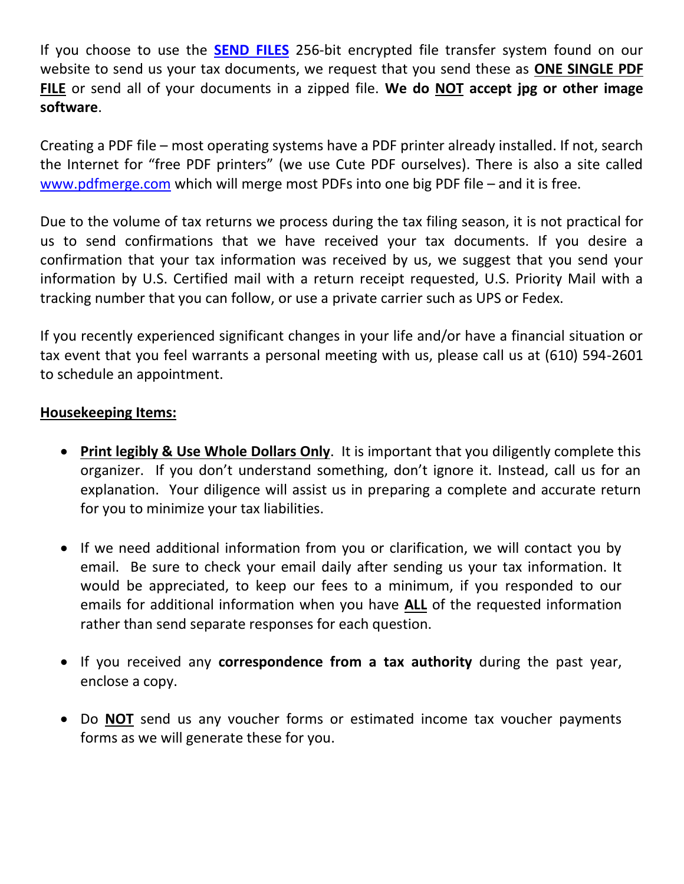If you choose to use the **SEND FILES** 256-bit encrypted file transfer system found on our website to send us your tax documents, we request that you send these as **ONE SINGLE PDF FILE** or send all of your documents in a zipped file. **We do NOT accept jpg or other image software**.

Creating a PDF file – most operating systems have a PDF printer already installed. If not, search the Internet for "free PDF printers" (we use Cute PDF ourselves). There is also a site called www.pdfmerge.com which will merge most PDFs into one big PDF file – and it is free.

Due to the volume of tax returns we process during the tax filing season, it is not practical for us to send confirmations that we have received your tax documents. If you desire a confirmation that your tax information was received by us, we suggest that you send your information by U.S. Certified mail with a return receipt requested, U.S. Priority Mail with a tracking number that you can follow, or use a private carrier such as UPS or Fedex.

If you recently experienced significant changes in your life and/or have a financial situation or tax event that you feel warrants a personal meeting with us, please call us at (610) 594-2601 to schedule an appointment.

**Housekeeping Items:**

- **Print legibly & Use Whole Dollars Only**. It is important that you diligently complete this organizer. If you don't understand something, don't ignore it. Instead, call us for an explanation. Your diligence will assist us in preparing a complete and accurate return for you to minimize your tax liabilities.

- If we need additional information from you or clarification, we will contact you by email. Be sure to check your email daily after sending us your tax information. It would be appreciated, to keep our fees to a minimum, if you responded to our emails for additional information when you have **ALL** of the requested information rather than send separate responses for each question.

- If you received any **correspondence from a tax authority** during the past year, enclose a copy.

- Do **NOT** send us any voucher forms or estimated income tax voucher payments forms as we will generate these for you.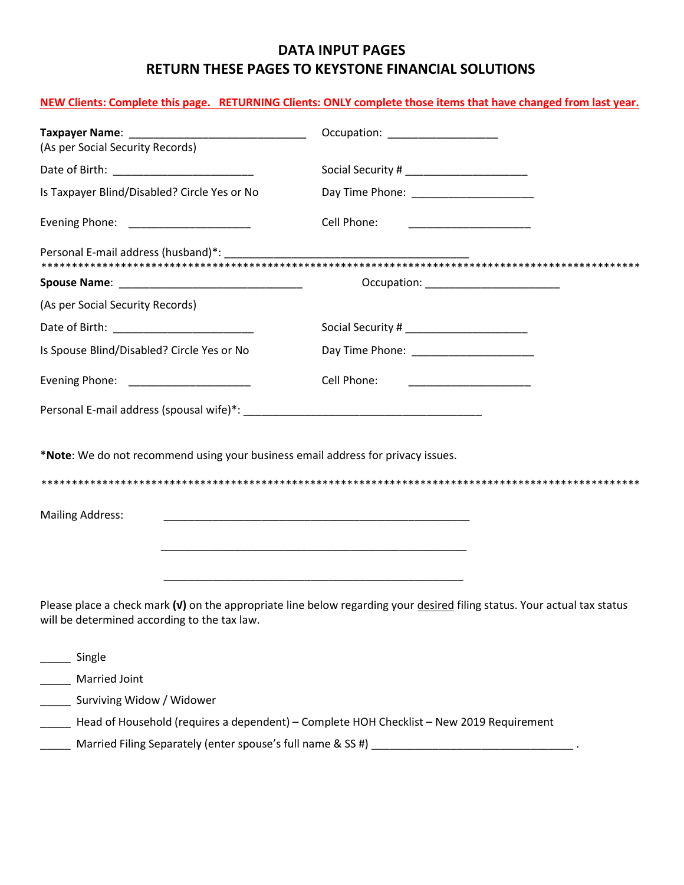# DATA INPUT PAGES
# RETURN THESE PAGES TO KEYSTONE FINANCIAL SOLUTIONS

**NEW Clients: Complete this page. RETURNING Clients: ONLY complete those items that have changed from last year.**

**Taxpayer Name**: ______________________________ Occupation: __________________
(As per Social Security Records)

Date of Birth: ________________________ Social Security # ____________________

Is Taxpayer Blind/Disabled? Circle Yes or No Day Time Phone: ____________________

Evening Phone: ____________________ Cell Phone: ____________________

Personal E-mail address (husband)*: __________________________________________

****************************************************************************************************

**Spouse Name**: ______________________________ Occupation: ______________________

(As per Social Security Records)

Date of Birth: ________________________ Social Security # ____________________

Is Spouse Blind/Disabled? Circle Yes or No Day Time Phone: ____________________

Evening Phone: ____________________ Cell Phone: ____________________

Personal E-mail address (spousal wife)*: ________________________________________

*__Note__: We do not recommend using your business email address for privacy issues.

****************************************************************************************************

Mailing Address: ____________________________________________________

____________________________________________________

____________________________________________________

Please place a check mark **(√)** on the appropriate line below regarding your desired filing status. Your actual tax status will be determined according to the tax law.

_____ Single

_____ Married Joint

_____ Surviving Widow / Widower

_____ Head of Household (requires a dependent) – Complete HOH Checklist – New 2019 Requirement

_____ Married Filing Separately (enter spouse's full name & SS #) _________________________________ .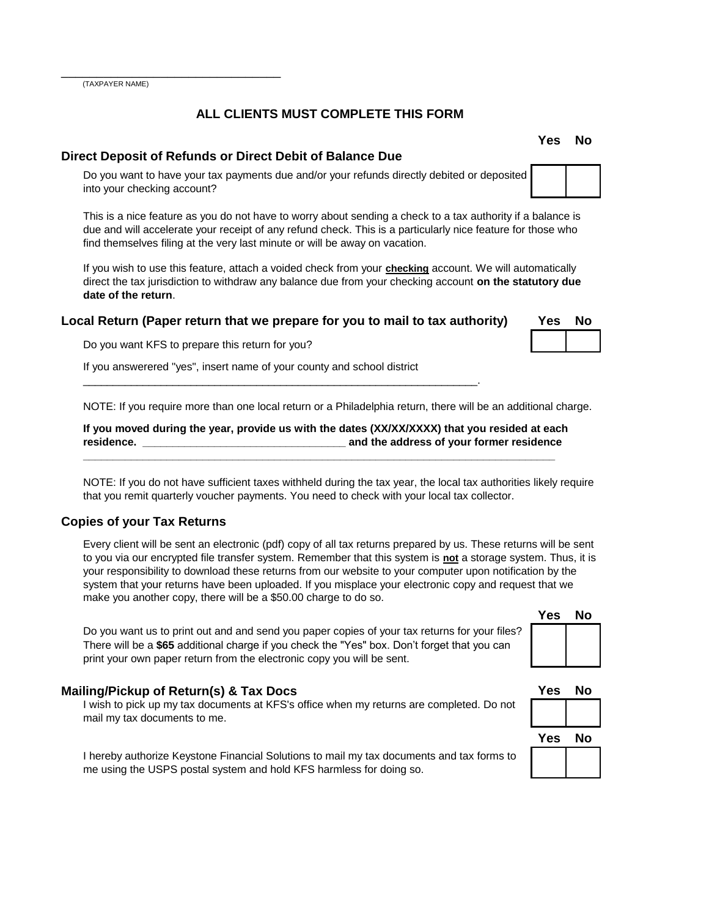\_\_\_\_\_\_\_\_\_\_\_\_\_\_\_\_\_\_\_\_\_\_\_\_\_\_\_\_\_\_\_\_
(TAXPAYER NAME)

**ALL CLIENTS MUST COMPLETE THIS FORM**

## Direct Deposit of Refunds or Direct Debit of Balance Due

| | Yes | No |
|---|---|---|
| Do you want to have your tax payments due and/or your refunds directly debited or deposited into your checking account? | | |

This is a nice feature as you do not have to worry about sending a check to a tax authority if a balance is due and will accelerate your receipt of any refund check. This is a particularly nice feature for those who find themselves filing at the very last minute or will be away on vacation.

If you wish to use this feature, attach a voided check from your **checking** account. We will automatically direct the tax jurisdiction to withdraw any balance due from your checking account **on the statutory due date of the return**.

## Local Return (Paper return that we prepare for you to mail to tax authority)

| | Yes | No |
|---|---|---|
| Do you want KFS to prepare this return for you? | | |

If you answerered "yes", insert name of your county and school district

\_\_\_\_\_\_\_\_\_\_\_\_\_\_\_\_\_\_\_\_\_\_\_\_\_\_\_\_\_\_\_\_\_\_\_\_\_\_\_\_\_\_\_\_\_\_\_\_\_\_\_\_\_\_\_\_\_\_\_\_\_\_\_\_.

NOTE: If you require more than one local return or a Philadelphia return, there will be an additional charge.

**If you moved during the year, provide us with the dates (XX/XX/XXXX) that you resided at each residence. \_\_\_\_\_\_\_\_\_\_\_\_\_\_\_\_\_\_\_\_\_\_\_\_\_\_\_\_\_\_\_\_ and the address of your former residence \_\_\_\_\_\_\_\_\_\_\_\_\_\_\_\_\_\_\_\_\_\_\_\_\_\_\_\_\_\_\_\_\_\_\_\_\_\_\_\_\_\_\_\_\_\_\_\_\_\_\_\_\_\_\_\_\_\_\_\_\_\_\_\_\_\_\_\_\_\_\_\_**

NOTE: If you do not have sufficient taxes withheld during the tax year, the local tax authorities likely require that you remit quarterly voucher payments. You need to check with your local tax collector.

## Copies of your Tax Returns

Every client will be sent an electronic (pdf) copy of all tax returns prepared by us. These returns will be sent to you via our encrypted file transfer system. Remember that this system is **not** a storage system. Thus, it is your responsibility to download these returns from our website to your computer upon notification by the system that your returns have been uploaded. If you misplace your electronic copy and request that we make you another copy, there will be a $50.00 charge to do so.

| | Yes | No |
|---|---|---|
| Do you want us to print out and and send you paper copies of your tax returns for your files? There will be a **$65** additional charge if you check the "Yes" box. Don't forget that you can print your own paper return from the electronic copy you will be sent. | | |

## Mailing/Pickup of Return(s) & Tax Docs

| | Yes | No |
|---|---|---|
| I wish to pick up my tax documents at KFS's office when my returns are completed. Do not mail my tax documents to me. | | |

| | Yes | No |
|---|---|---|
| I hereby authorize Keystone Financial Solutions to mail my tax documents and tax forms to me using the USPS postal system and hold KFS harmless for doing so. | | |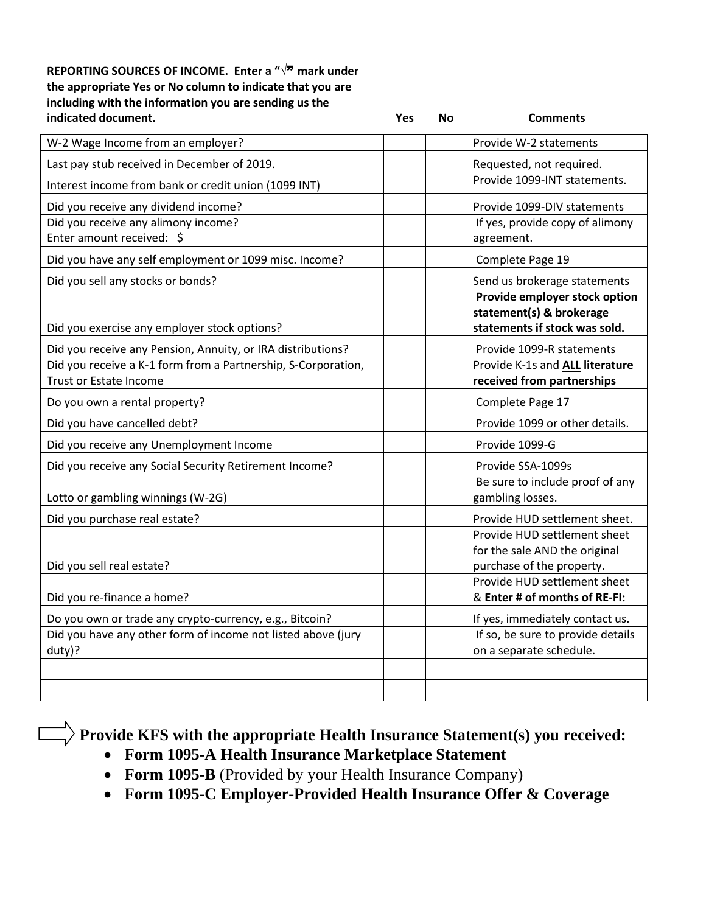| REPORTING SOURCES OF INCOME. Enter a "√" mark under the appropriate Yes or No column to indicate that you are including with the information you are sending us the indicated document. | Yes | No | Comments |
|---|---|---|---|
| W-2 Wage Income from an employer? | | | Provide W-2 statements |
| Last pay stub received in December of 2019. | | | Requested, not required. |
| Interest income from bank or credit union (1099 INT) | | | Provide 1099-INT statements. |
| Did you receive any dividend income? | | | Provide 1099-DIV statements |
| Did you receive any alimony income?<br>Enter amount received: $ | | | If yes, provide copy of alimony agreement. |
| Did you have any self employment or 1099 misc. Income? | | | Complete Page 19 |
| Did you sell any stocks or bonds? | | | Send us brokerage statements |
| Did you exercise any employer stock options? | | | **Provide employer stock option statement(s) & brokerage statements if stock was sold.** |
| Did you receive any Pension, Annuity, or IRA distributions? | | | Provide 1099-R statements |
| Did you receive a K-1 form from a Partnership, S-Corporation, Trust or Estate Income | | | **Provide K-1s and <u>ALL</u> literature received from partnerships** |
| Do you own a rental property? | | | Complete Page 17 |
| Did you have cancelled debt? | | | Provide 1099 or other details. |
| Did you receive any Unemployment Income | | | Provide 1099-G |
| Did you receive any Social Security Retirement Income? | | | Provide SSA-1099s |
| Lotto or gambling winnings (W-2G) | | | Be sure to include proof of any gambling losses. |
| Did you purchase real estate? | | | Provide HUD settlement sheet. |
| Did you sell real estate? | | | Provide HUD settlement sheet for the sale AND the original purchase of the property. |
| Did you re-finance a home? | | | Provide HUD settlement sheet & **Enter # of months of RE-FI:** |
| Do you own or trade any crypto-currency, e.g., Bitcoin? | | | If yes, immediately contact us. |
| Did you have any other form of income not listed above (jury duty)? | | | If so, be sure to provide details on a separate schedule. |
| | | | |
| | | | |

**Provide KFS with the appropriate Health Insurance Statement(s) you received:**

- **Form 1095-A Health Insurance Marketplace Statement**
- **Form 1095-B** (Provided by your Health Insurance Company)
- **Form 1095-C Employer-Provided Health Insurance Offer & Coverage**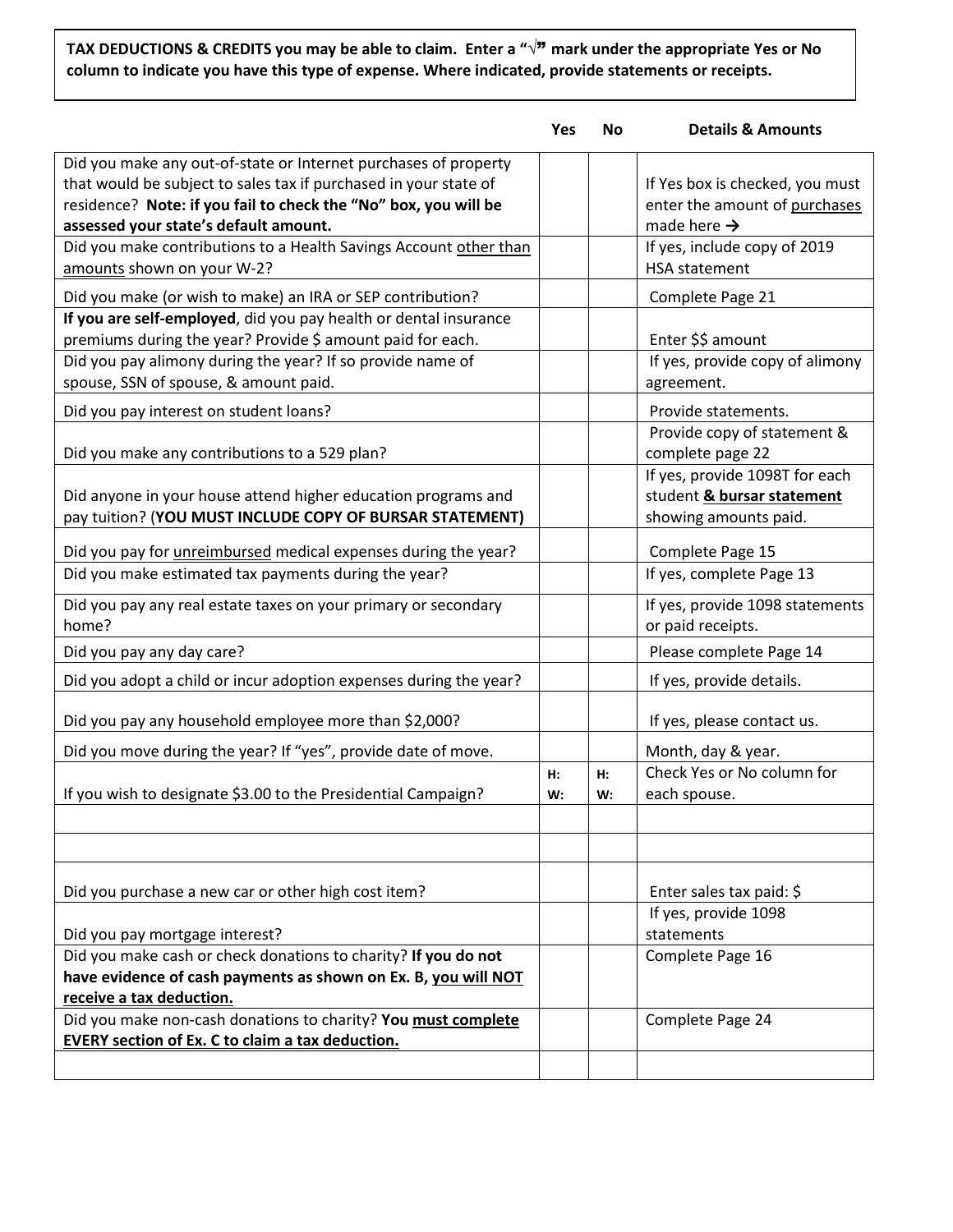**TAX DEDUCTIONS & CREDITS you may be able to claim. Enter a "√" mark under the appropriate Yes or No column to indicate you have this type of expense. Where indicated, provide statements or receipts.**

| | Yes | No | Details & Amounts |
|---|---|---|---|
| Did you make any out-of-state or Internet purchases of property that would be subject to sales tax if purchased in your state of residence? **Note: if you fail to check the "No" box, you will be assessed your state's default amount.** | | | If Yes box is checked, you must enter the amount of purchases made here → |
| Did you make contributions to a Health Savings Account other than amounts shown on your W-2? | | | If yes, include copy of 2019 HSA statement |
| Did you make (or wish to make) an IRA or SEP contribution? | | | Complete Page 21 |
| **If you are self-employed**, did you pay health or dental insurance premiums during the year? Provide $ amount paid for each. | | | Enter $$ amount |
| Did you pay alimony during the year? If so provide name of spouse, SSN of spouse, & amount paid. | | | If yes, provide copy of alimony agreement. |
| Did you pay interest on student loans? | | | Provide statements. |
| Did you make any contributions to a 529 plan? | | | Provide copy of statement & complete page 22 |
| Did anyone in your house attend higher education programs and pay tuition? (**YOU MUST INCLUDE COPY OF BURSAR STATEMENT)** | | | If yes, provide 1098T for each student **& bursar statement** showing amounts paid. |
| Did you pay for unreimbursed medical expenses during the year? | | | Complete Page 15 |
| Did you make estimated tax payments during the year? | | | If yes, complete Page 13 |
| Did you pay any real estate taxes on your primary or secondary home? | | | If yes, provide 1098 statements or paid receipts. |
| Did you pay any day care? | | | Please complete Page 14 |
| Did you adopt a child or incur adoption expenses during the year? | | | If yes, provide details. |
| Did you pay any household employee more than $2,000? | | | If yes, please contact us. |
| Did you move during the year? If "yes", provide date of move. | | | Month, day & year. |
| If you wish to designate $3.00 to the Presidential Campaign? | **H:** **W:** | **H:** **W:** | Check Yes or No column for each spouse. |
| | | | |
| | | | |
| Did you purchase a new car or other high cost item? | | | Enter sales tax paid: $ |
| Did you pay mortgage interest? | | | If yes, provide 1098 statements |
| Did you make cash or check donations to charity? **If you do not have evidence of cash payments as shown on Ex. B, you will NOT receive a tax deduction.** | | | Complete Page 16 |
| Did you make non-cash donations to charity? **You must complete EVERY section of Ex. C to claim a tax deduction.** | | | Complete Page 24 |
| | | | |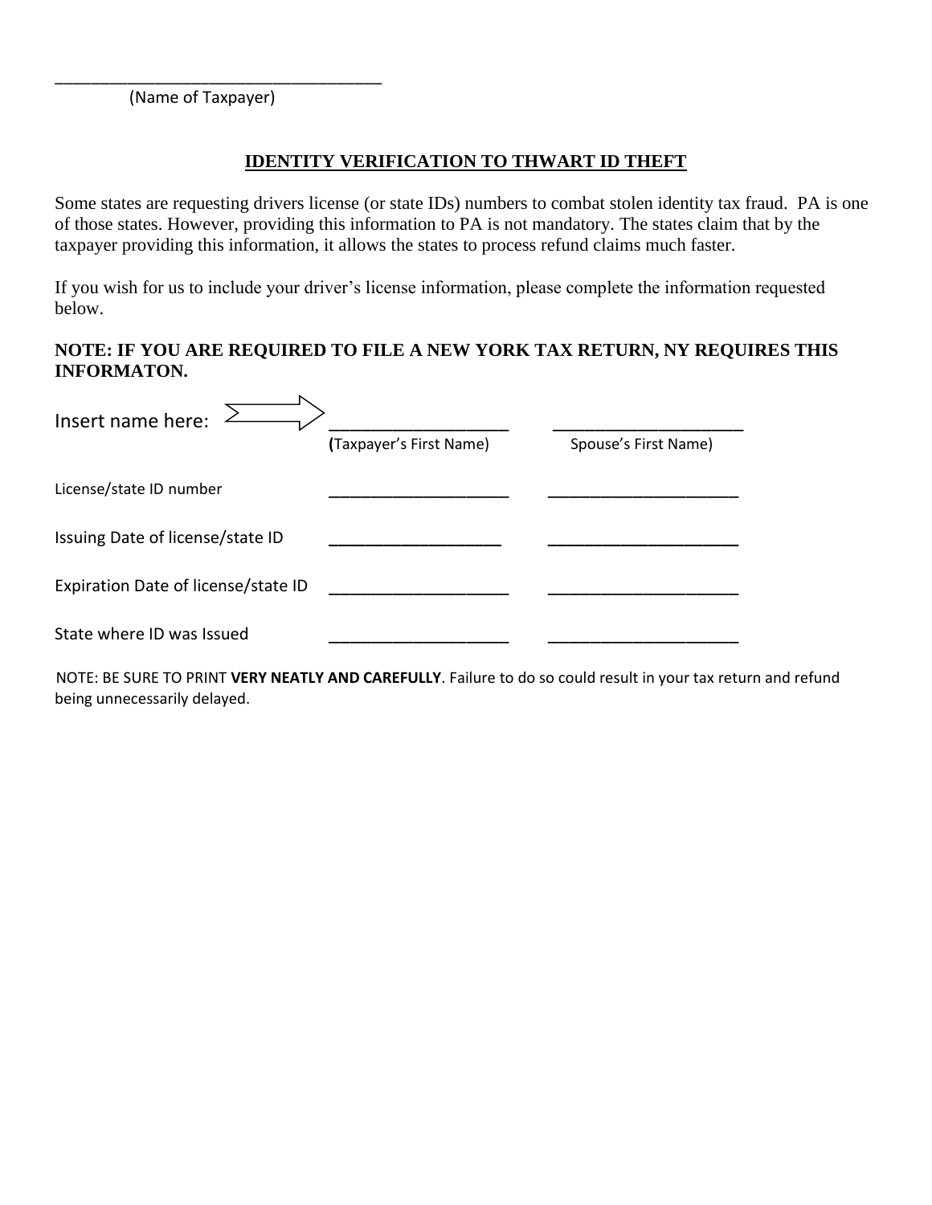\_\_\_\_\_\_\_\_\_\_\_\_\_\_\_\_\_\_\_\_\_\_\_\_\_\_\_\_\_\_\_\_\_\_\_\_
(Name of Taxpayer)

## IDENTITY VERIFICATION TO THWART ID THEFT

Some states are requesting drivers license (or state IDs) numbers to combat stolen identity tax fraud. PA is one of those states. However, providing this information to PA is not mandatory. The states claim that by the taxpayer providing this information, it allows the states to process refund claims much faster.

If you wish for us to include your driver's license information, please complete the information requested below.

**NOTE: IF YOU ARE REQUIRED TO FILE A NEW YORK TAX RETURN, NY REQUIRES THIS INFORMATON.**

| Insert name here: ⇒ | ____________________ (Taxpayer's First Name) | ____________________ Spouse's First Name) |
|---|---|---|
| License/state ID number | ____________________ | ____________________ |
| Issuing Date of license/state ID | ____________________ | ____________________ |
| Expiration Date of license/state ID | ____________________ | ____________________ |
| State where ID was Issued | ____________________ | ____________________ |

NOTE: BE SURE TO PRINT **VERY NEATLY AND CAREFULLY**. Failure to do so could result in your tax return and refund being unnecessarily delayed.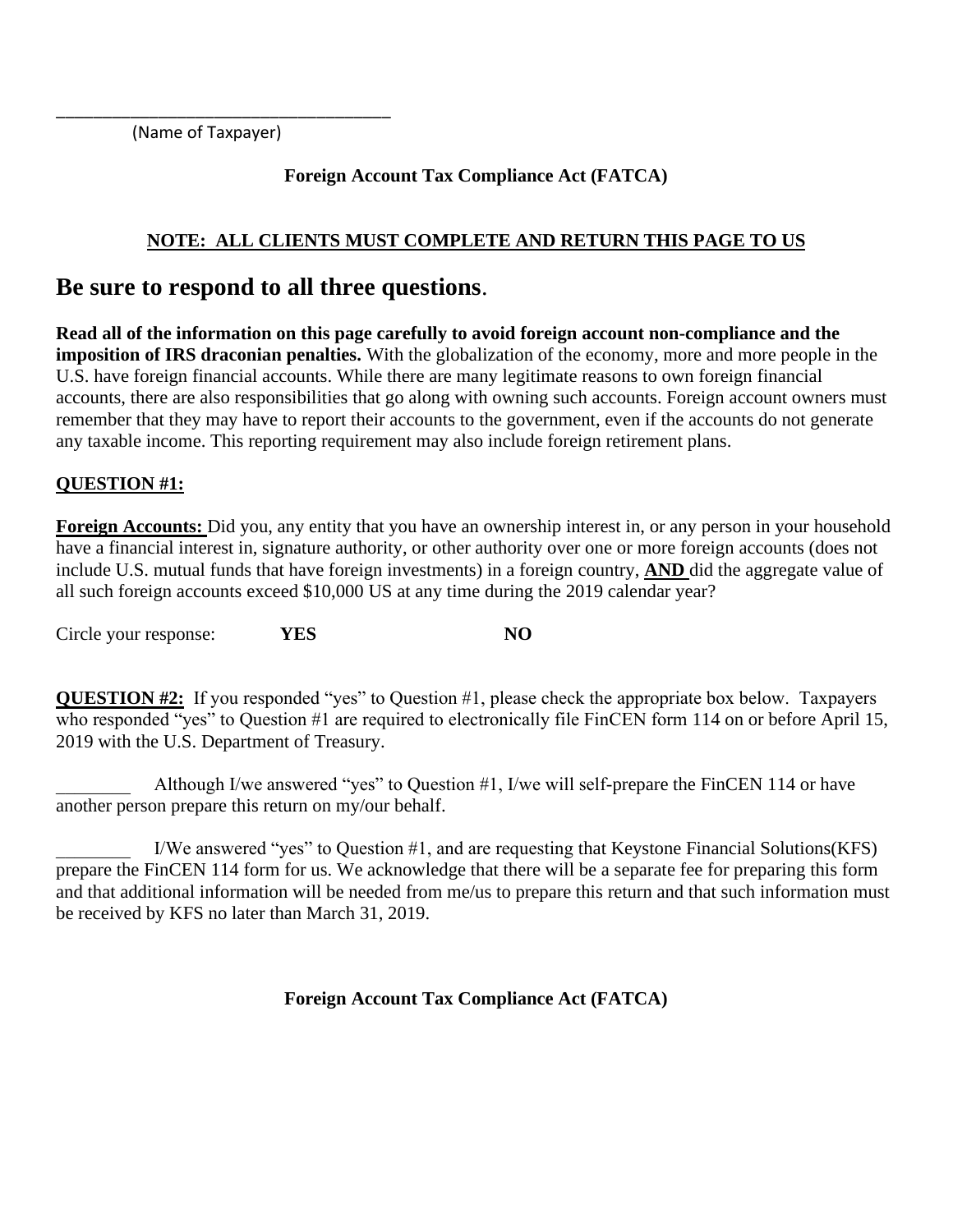\_\_\_\_\_\_\_\_\_\_\_\_\_\_\_\_\_\_\_\_\_\_\_\_\_\_\_\_\_\_\_\_\_\_\_\_

(Name of Taxpayer)

**Foreign Account Tax Compliance Act (FATCA)**

**NOTE: ALL CLIENTS MUST COMPLETE AND RETURN THIS PAGE TO US**

# Be sure to respond to all three questions.

**Read all of the information on this page carefully to avoid foreign account non-compliance and the imposition of IRS draconian penalties.** With the globalization of the economy, more and more people in the U.S. have foreign financial accounts. While there are many legitimate reasons to own foreign financial accounts, there are also responsibilities that go along with owning such accounts. Foreign account owners must remember that they may have to report their accounts to the government, even if the accounts do not generate any taxable income. This reporting requirement may also include foreign retirement plans.

**QUESTION #1:**

**Foreign Accounts:** Did you, any entity that you have an ownership interest in, or any person in your household have a financial interest in, signature authority, or other authority over one or more foreign accounts (does not include U.S. mutual funds that have foreign investments) in a foreign country, **AND** did the aggregate value of all such foreign accounts exceed $10,000 US at any time during the 2019 calendar year?

Circle your response: **YES** **NO**

**QUESTION #2:** If you responded "yes" to Question #1, please check the appropriate box below. Taxpayers who responded "yes" to Question #1 are required to electronically file FinCEN form 114 on or before April 15, 2019 with the U.S. Department of Treasury.

\_\_\_\_\_\_\_\_ Although I/we answered "yes" to Question #1, I/we will self-prepare the FinCEN 114 or have another person prepare this return on my/our behalf.

\_\_\_\_\_\_\_\_ I/We answered "yes" to Question #1, and are requesting that Keystone Financial Solutions(KFS) prepare the FinCEN 114 form for us. We acknowledge that there will be a separate fee for preparing this form and that additional information will be needed from me/us to prepare this return and that such information must be received by KFS no later than March 31, 2019.

**Foreign Account Tax Compliance Act (FATCA)**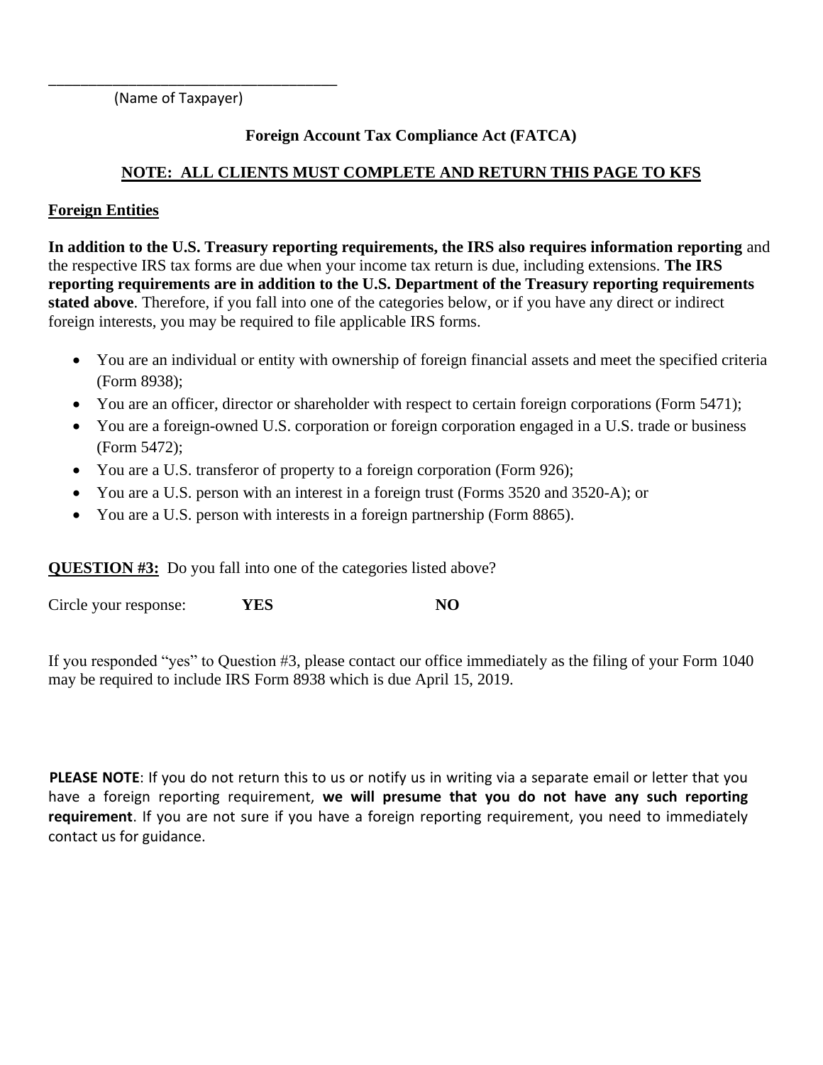\_\_\_\_\_\_\_\_\_\_\_\_\_\_\_\_\_\_\_\_\_\_\_\_\_\_\_\_\_\_\_\_\_\_\_\_

(Name of Taxpayer)

## Foreign Account Tax Compliance Act (FATCA)

**NOTE: ALL CLIENTS MUST COMPLETE AND RETURN THIS PAGE TO KFS**

**Foreign Entities**

**In addition to the U.S. Treasury reporting requirements, the IRS also requires information reporting** and the respective IRS tax forms are due when your income tax return is due, including extensions. **The IRS reporting requirements are in addition to the U.S. Department of the Treasury reporting requirements stated above**. Therefore, if you fall into one of the categories below, or if you have any direct or indirect foreign interests, you may be required to file applicable IRS forms.

- You are an individual or entity with ownership of foreign financial assets and meet the specified criteria (Form 8938);
- You are an officer, director or shareholder with respect to certain foreign corporations (Form 5471);
- You are a foreign-owned U.S. corporation or foreign corporation engaged in a U.S. trade or business (Form 5472);
- You are a U.S. transferor of property to a foreign corporation (Form 926);
- You are a U.S. person with an interest in a foreign trust (Forms 3520 and 3520-A); or
- You are a U.S. person with interests in a foreign partnership (Form 8865).

**QUESTION #3:** Do you fall into one of the categories listed above?

Circle your response: **YES** **NO**

If you responded "yes" to Question #3, please contact our office immediately as the filing of your Form 1040 may be required to include IRS Form 8938 which is due April 15, 2019.

**PLEASE NOTE**: If you do not return this to us or notify us in writing via a separate email or letter that you have a foreign reporting requirement, **we will presume that you do not have any such reporting requirement**. If you are not sure if you have a foreign reporting requirement, you need to immediately contact us for guidance.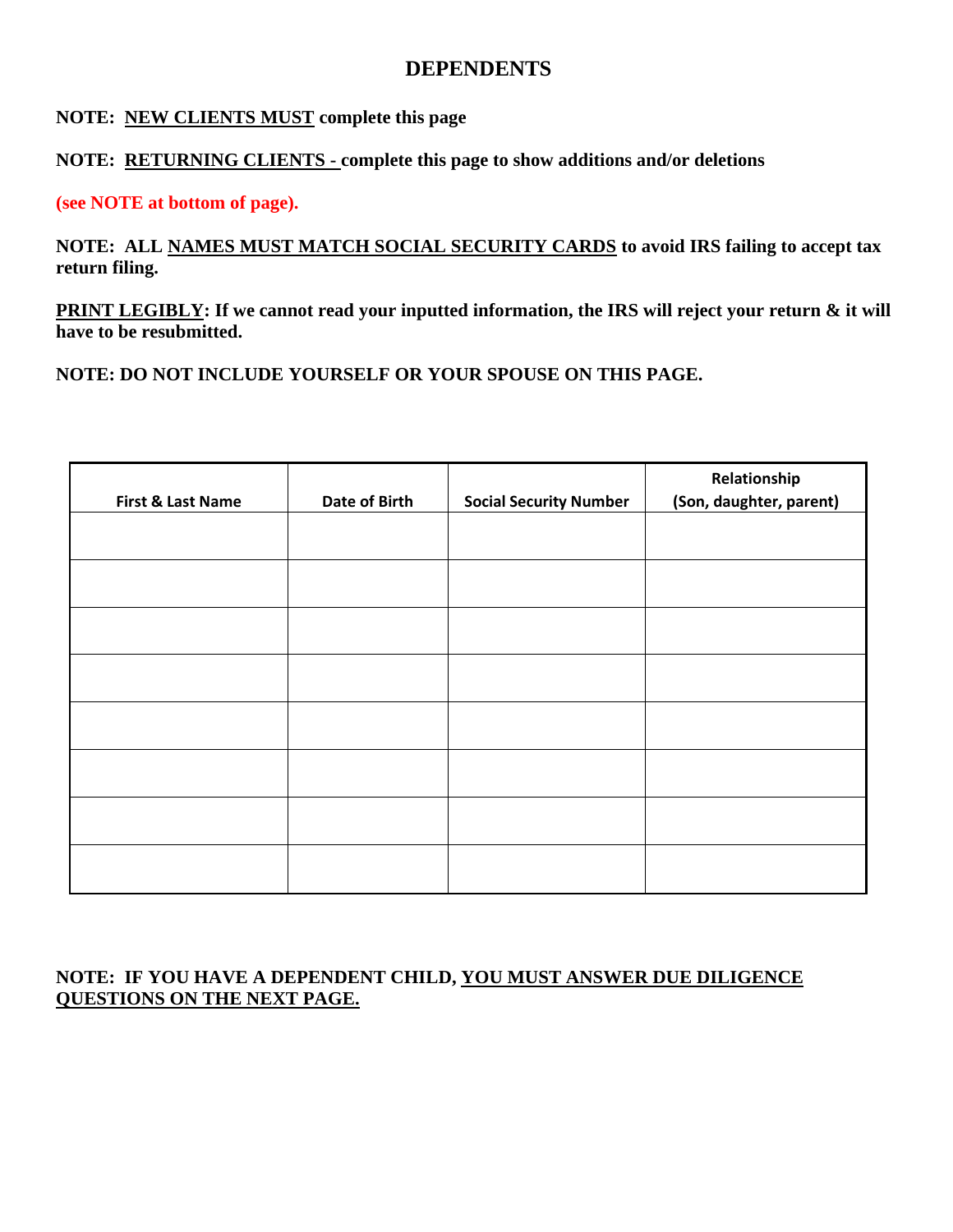# DEPENDENTS

**NOTE: NEW CLIENTS MUST complete this page**

**NOTE: RETURNING CLIENTS - complete this page to show additions and/or deletions**

**(see NOTE at bottom of page).**

**NOTE: ALL NAMES MUST MATCH SOCIAL SECURITY CARDS to avoid IRS failing to accept tax return filing.**

**PRINT LEGIBLY: If we cannot read your inputted information, the IRS will reject your return & it will have to be resubmitted.**

**NOTE: DO NOT INCLUDE YOURSELF OR YOUR SPOUSE ON THIS PAGE.**

| First & Last Name | Date of Birth | Social Security Number | Relationship (Son, daughter, parent) |
|---|---|---|---|
| | | | |
| | | | |
| | | | |
| | | | |
| | | | |
| | | | |
| | | | |
| | | | |

**NOTE: IF YOU HAVE A DEPENDENT CHILD, YOU MUST ANSWER DUE DILIGENCE QUESTIONS ON THE NEXT PAGE.**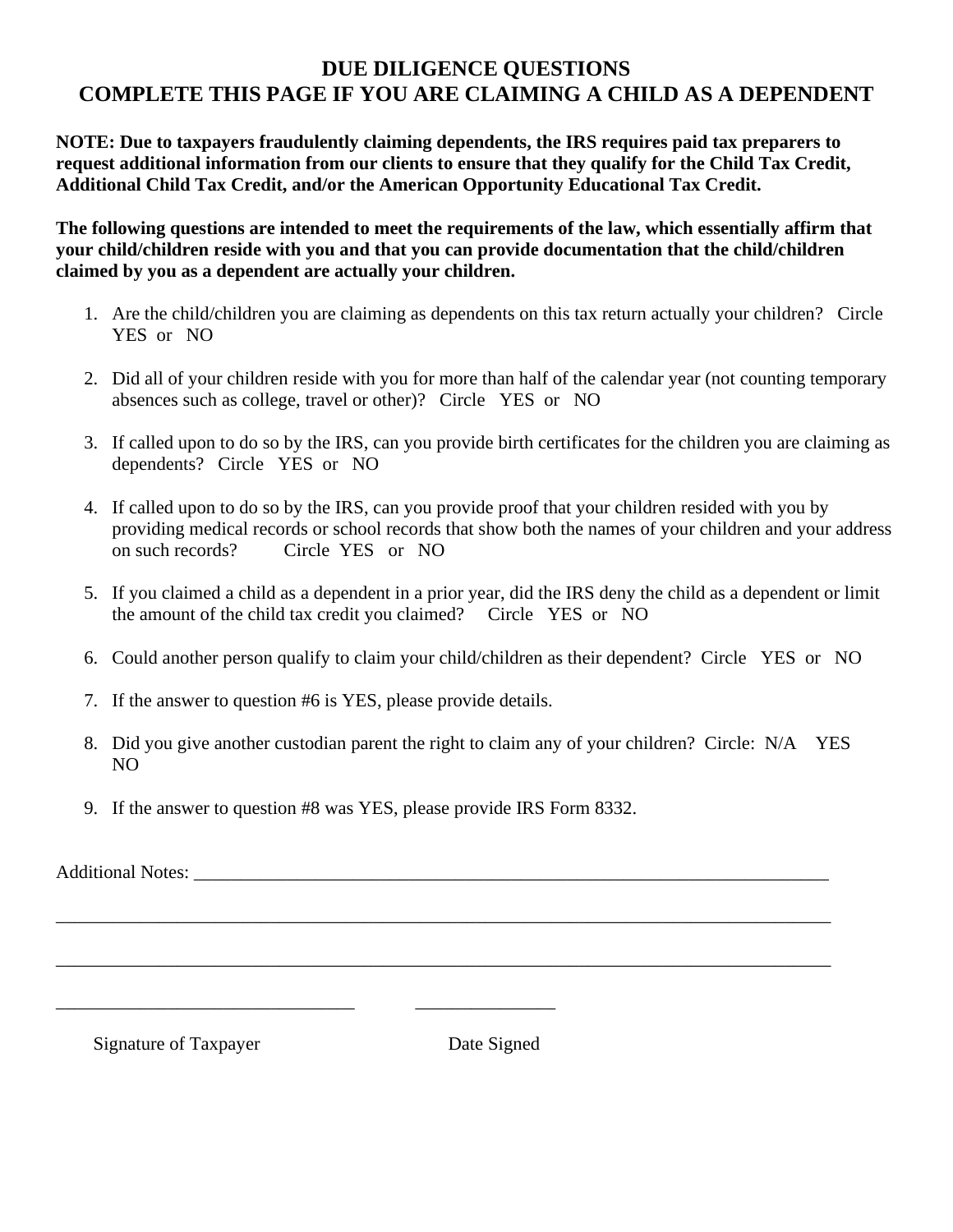# DUE DILIGENCE QUESTIONS
# COMPLETE THIS PAGE IF YOU ARE CLAIMING A CHILD AS A DEPENDENT

**NOTE: Due to taxpayers fraudulently claiming dependents, the IRS requires paid tax preparers to request additional information from our clients to ensure that they qualify for the Child Tax Credit, Additional Child Tax Credit, and/or the American Opportunity Educational Tax Credit.**

**The following questions are intended to meet the requirements of the law, which essentially affirm that your child/children reside with you and that you can provide documentation that the child/children claimed by you as a dependent are actually your children.**

1. Are the child/children you are claiming as dependents on this tax return actually your children? Circle YES or NO
2. Did all of your children reside with you for more than half of the calendar year (not counting temporary absences such as college, travel or other)? Circle YES or NO
3. If called upon to do so by the IRS, can you provide birth certificates for the children you are claiming as dependents? Circle YES or NO
4. If called upon to do so by the IRS, can you provide proof that your children resided with you by providing medical records or school records that show both the names of your children and your address on such records? Circle YES or NO
5. If you claimed a child as a dependent in a prior year, did the IRS deny the child as a dependent or limit the amount of the child tax credit you claimed? Circle YES or NO
6. Could another person qualify to claim your child/children as their dependent? Circle YES or NO
7. If the answer to question #6 is YES, please provide details.
8. Did you give another custodian parent the right to claim any of your children? Circle: N/A YES NO
9. If the answer to question #8 was YES, please provide IRS Form 8332.

Additional Notes: ___________________________________________________________________________

_____________________________________________________________________________________________

_____________________________________________________________________________________________

________________________________ _______________

Signature of Taxpayer Date Signed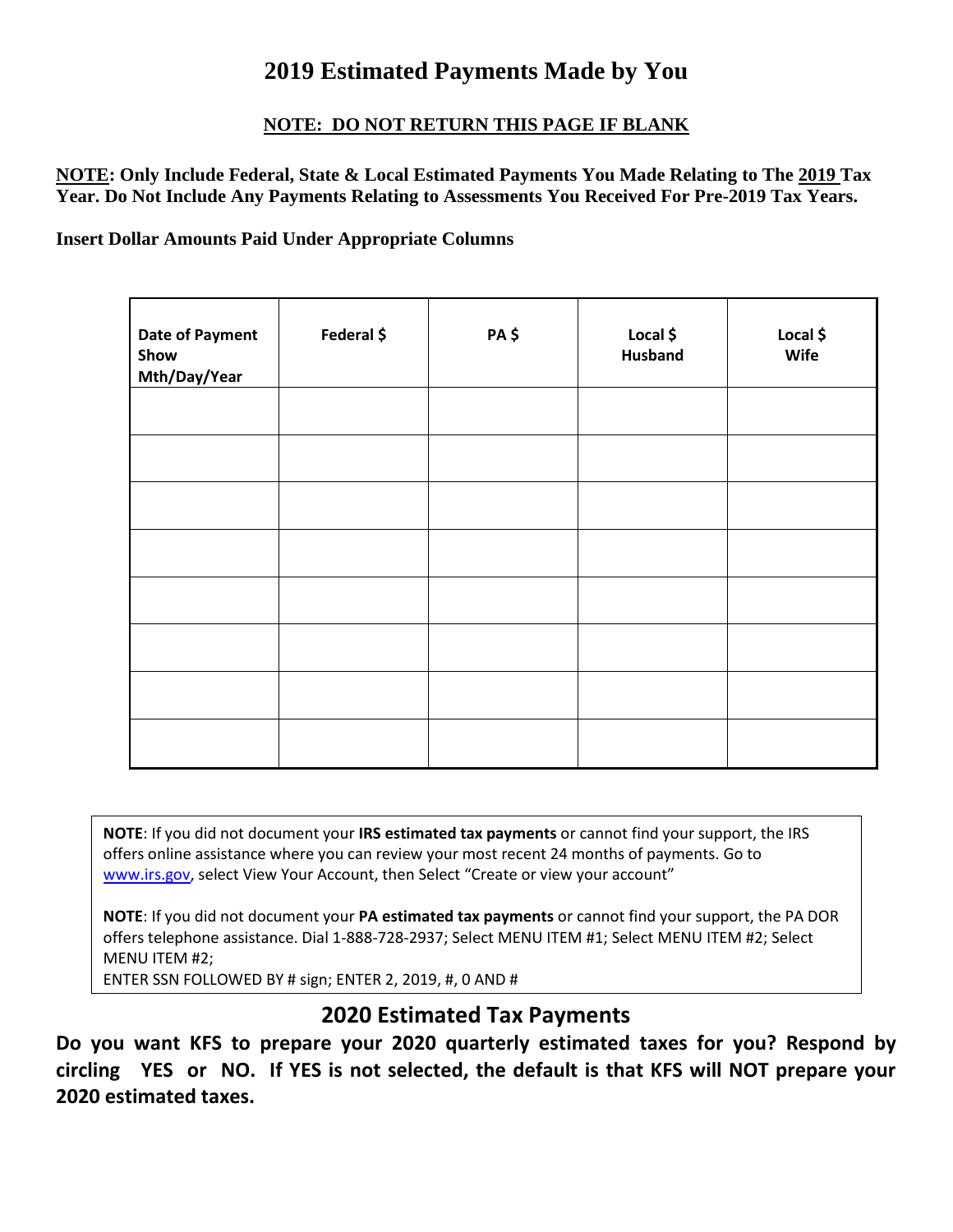# 2019 Estimated Payments Made by You

**<u>NOTE: DO NOT RETURN THIS PAGE IF BLANK</u>**

**<u>NOTE</u>: Only Include Federal, State & Local Estimated Payments You Made Relating to The <u>2019</u> Tax Year. Do Not Include Any Payments Relating to Assessments You Received For Pre-2019 Tax Years.**

**Insert Dollar Amounts Paid Under Appropriate Columns**

| Date of Payment Show Mth/Day/Year | Federal $ | PA $ | Local $ Husband | Local $ Wife |
|---|---|---|---|---|
| | | | | |
| | | | | |
| | | | | |
| | | | | |
| | | | | |
| | | | | |
| | | | | |
| | | | | |

**NOTE**: If you did not document your **IRS estimated tax payments** or cannot find your support, the IRS offers online assistance where you can review your most recent 24 months of payments. Go to www.irs.gov, select View Your Account, then Select "Create or view your account"

**NOTE**: If you did not document your **PA estimated tax payments** or cannot find your support, the PA DOR offers telephone assistance. Dial 1-888-728-2937; Select MENU ITEM #1; Select MENU ITEM #2; Select MENU ITEM #2;
ENTER SSN FOLLOWED BY # sign; ENTER 2, 2019, #, 0 AND #

## 2020 Estimated Tax Payments

**Do you want KFS to prepare your 2020 quarterly estimated taxes for you? Respond by circling YES or NO. If YES is not selected, the default is that KFS will NOT prepare your 2020 estimated taxes.**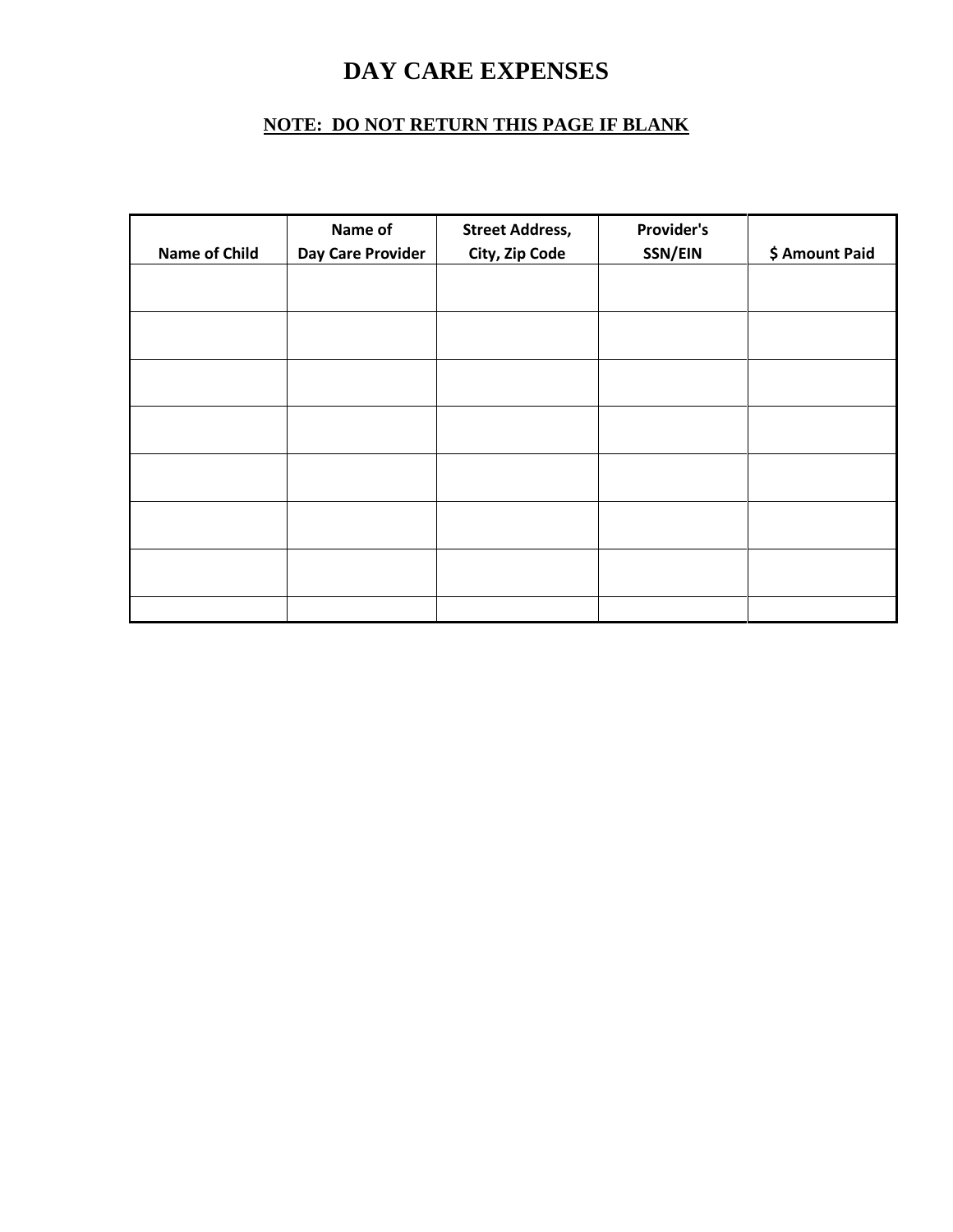# DAY CARE EXPENSES

**NOTE: DO NOT RETURN THIS PAGE IF BLANK**

| Name of Child | Name of Day Care Provider | Street Address, City, Zip Code | Provider's SSN/EIN | $ Amount Paid |
|---|---|---|---|---|
| | | | | |
| | | | | |
| | | | | |
| | | | | |
| | | | | |
| | | | | |
| | | | | |
| | | | | |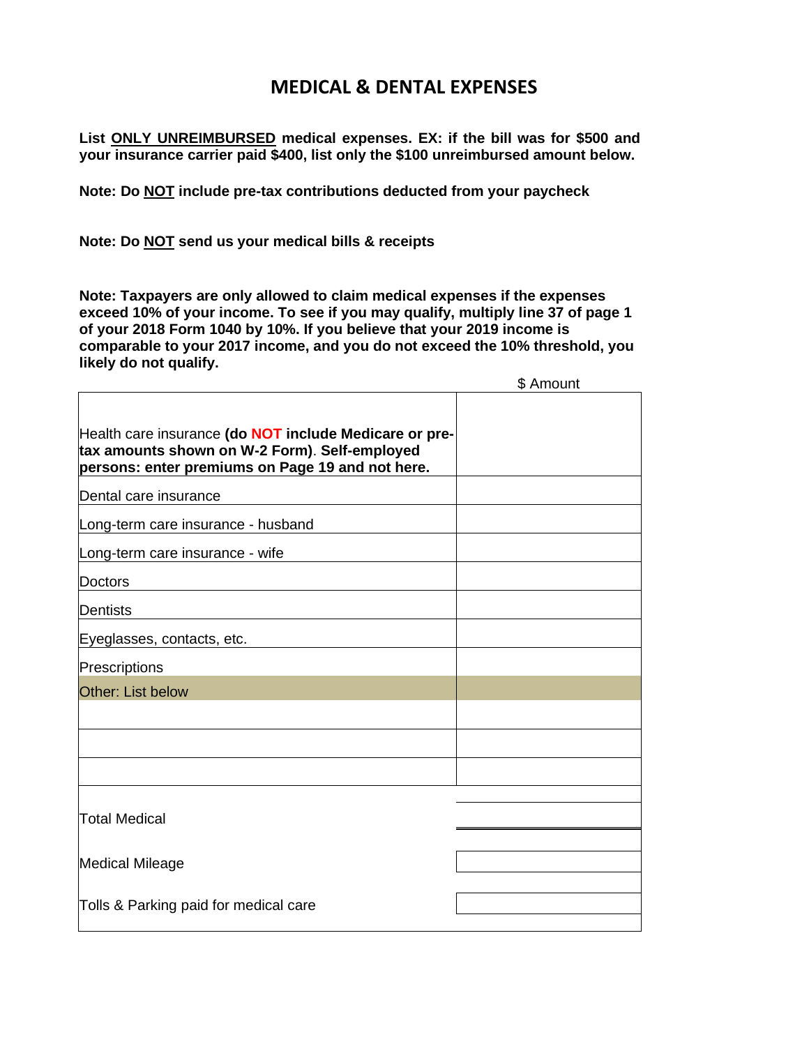# MEDICAL & DENTAL EXPENSES

**List <u>ONLY UNREIMBURSED</u> medical expenses. EX: if the bill was for $500 and your insurance carrier paid $400, list only the $100 unreimbursed amount below.**

**Note: Do <u>NOT</u> include pre-tax contributions deducted from your paycheck**

**Note: Do <u>NOT</u> send us your medical bills & receipts**

**Note: Taxpayers are only allowed to claim medical expenses if the expenses exceed 10% of your income. To see if you may qualify, multiply line 37 of page 1 of your 2018 Form 1040 by 10%. If you believe that your 2019 income is comparable to your 2017 income, and you do not exceed the 10% threshold, you likely do not qualify.**

| | $ Amount |
|---|---|
| Health care insurance **(do NOT include Medicare or pre-tax amounts shown on W-2 Form)**. **Self-employed persons: enter premiums on Page 19 and not here.** | |
| Dental care insurance | |
| Long-term care insurance - husband | |
| Long-term care insurance - wife | |
| Doctors | |
| Dentists | |
| Eyeglasses, contacts, etc. | |
| Prescriptions | |
| Other: List below | |
| | |
| | |
| | |
| Total Medical | |
| Medical Mileage | |
| Tolls & Parking paid for medical care | |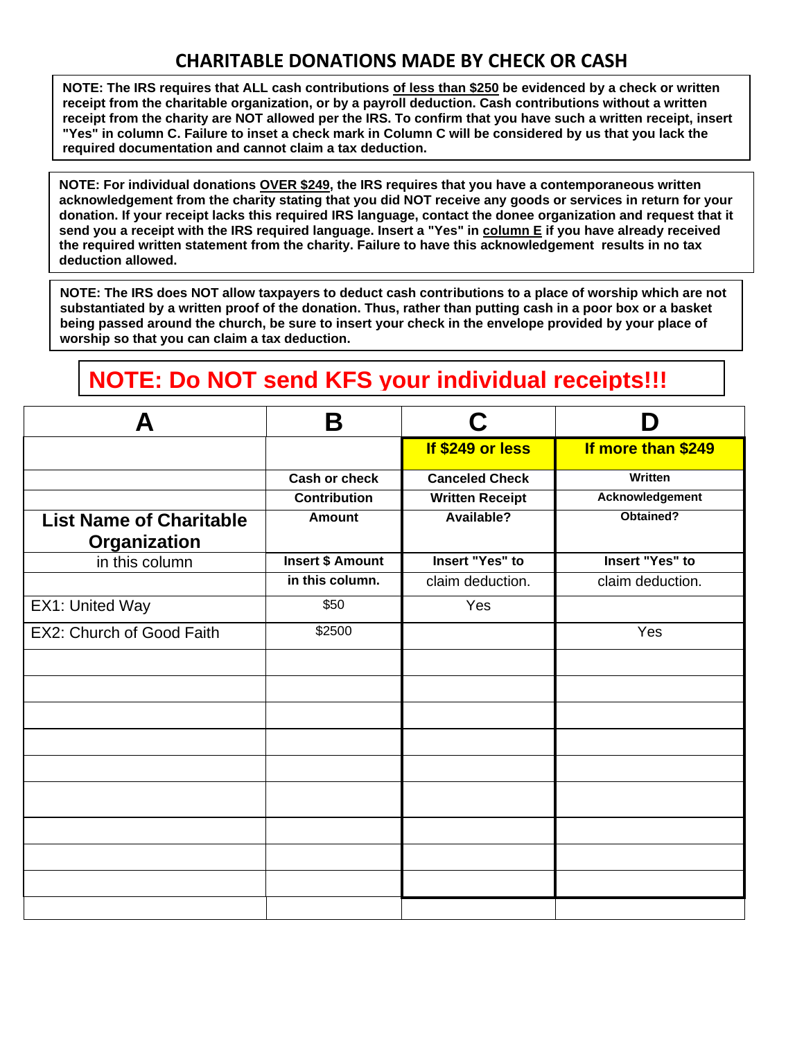## CHARITABLE DONATIONS MADE BY CHECK OR CASH

**NOTE: The IRS requires that ALL cash contributions <u>of less than $250</u> be evidenced by a check or written receipt from the charitable organization, or by a payroll deduction. Cash contributions without a written receipt from the charity are NOT allowed per the IRS. To confirm that you have such a written receipt, insert "Yes" in column C. Failure to inset a check mark in Column C will be considered by us that you lack the required documentation and cannot claim a tax deduction.**

**NOTE: For individual donations <u>OVER $249</u>, the IRS requires that you have a contemporaneous written acknowledgement from the charity stating that you did NOT receive any goods or services in return for your donation. If your receipt lacks this required IRS language, contact the donee organization and request that it send you a receipt with the IRS required language. Insert a "Yes" in <u>column E</u> if you have already received the required written statement from the charity. Failure to have this acknowledgement results in no tax deduction allowed.**

**NOTE: The IRS does NOT allow taxpayers to deduct cash contributions to a place of worship which are not substantiated by a written proof of the donation. Thus, rather than putting cash in a poor box or a basket being passed around the church, be sure to insert your check in the envelope provided by your place of worship so that you can claim a tax deduction.**

**NOTE: Do NOT send KFS your individual receipts!!!**

| A | B | C | D |
|---|---|---|---|
| | | **If $249 or less** | **If more than $249** |
| | **Cash or check** | **Canceled Check** | **Written** |
| | **Contribution** | **Written Receipt** | **Acknowledgement** |
| **List Name of Charitable Organization** | **Amount** | **Available?** | **Obtained?** |
| in this column | **Insert $ Amount** | **Insert "Yes" to** | **Insert "Yes" to** |
| | **in this column.** | claim deduction. | claim deduction. |
| EX1: United Way | $50 | Yes | |
| EX2: Church of Good Faith | $2500 | | Yes |
| | | | |
| | | | |
| | | | |
| | | | |
| | | | |
| | | | |
| | | | |
| | | | |
| | | | |
| | | | |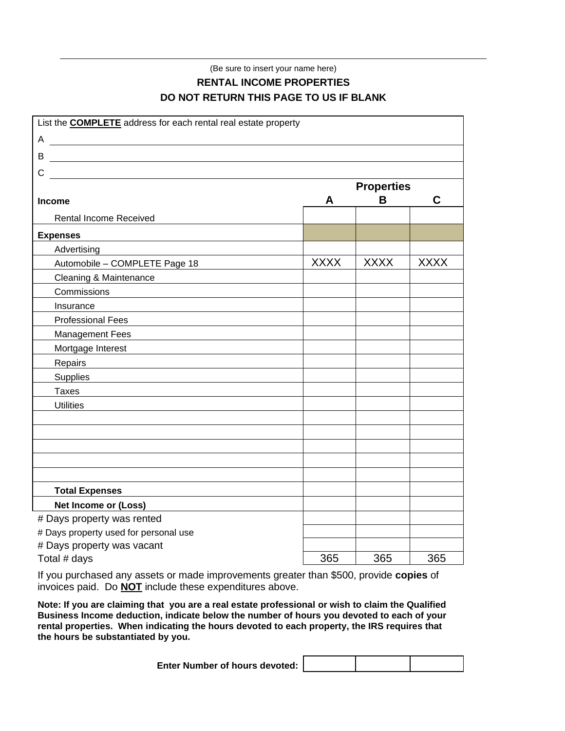(Be sure to insert your name here)

## RENTAL INCOME PROPERTIES

## DO NOT RETURN THIS PAGE TO US IF BLANK

List the **COMPLETE** address for each rental real estate property

A

B

C

| | Properties | | |
|---|---|---|---|
| **Income** | **A** | **B** | **C** |
| Rental Income Received | | | |
| **Expenses** | | | |
| Advertising | | | |
| Automobile – COMPLETE Page 18 | XXXX | XXXX | XXXX |
| Cleaning & Maintenance | | | |
| Commissions | | | |
| Insurance | | | |
| Professional Fees | | | |
| Management Fees | | | |
| Mortgage Interest | | | |
| Repairs | | | |
| Supplies | | | |
| Taxes | | | |
| Utilities | | | |
| | | | |
| | | | |
| | | | |
| | | | |
| | | | |
| **Total Expenses** | | | |
| **Net Income or (Loss)** | | | |
| # Days property was rented | | | |
| # Days property used for personal use | | | |
| # Days property was vacant | | | |
| Total # days | 365 | 365 | 365 |

If you purchased any assets or made improvements greater than $500, provide **copies** of invoices paid. Do **NOT** include these expenditures above.

**Note: If you are claiming that you are a real estate professional or wish to claim the Qualified Business Income deduction, indicate below the number of hours you devoted to each of your rental properties. When indicating the hours devoted to each property, the IRS requires that the hours be substantiated by you.**

| **Enter Number of hours devoted:** | | | |
|---|---|---|---|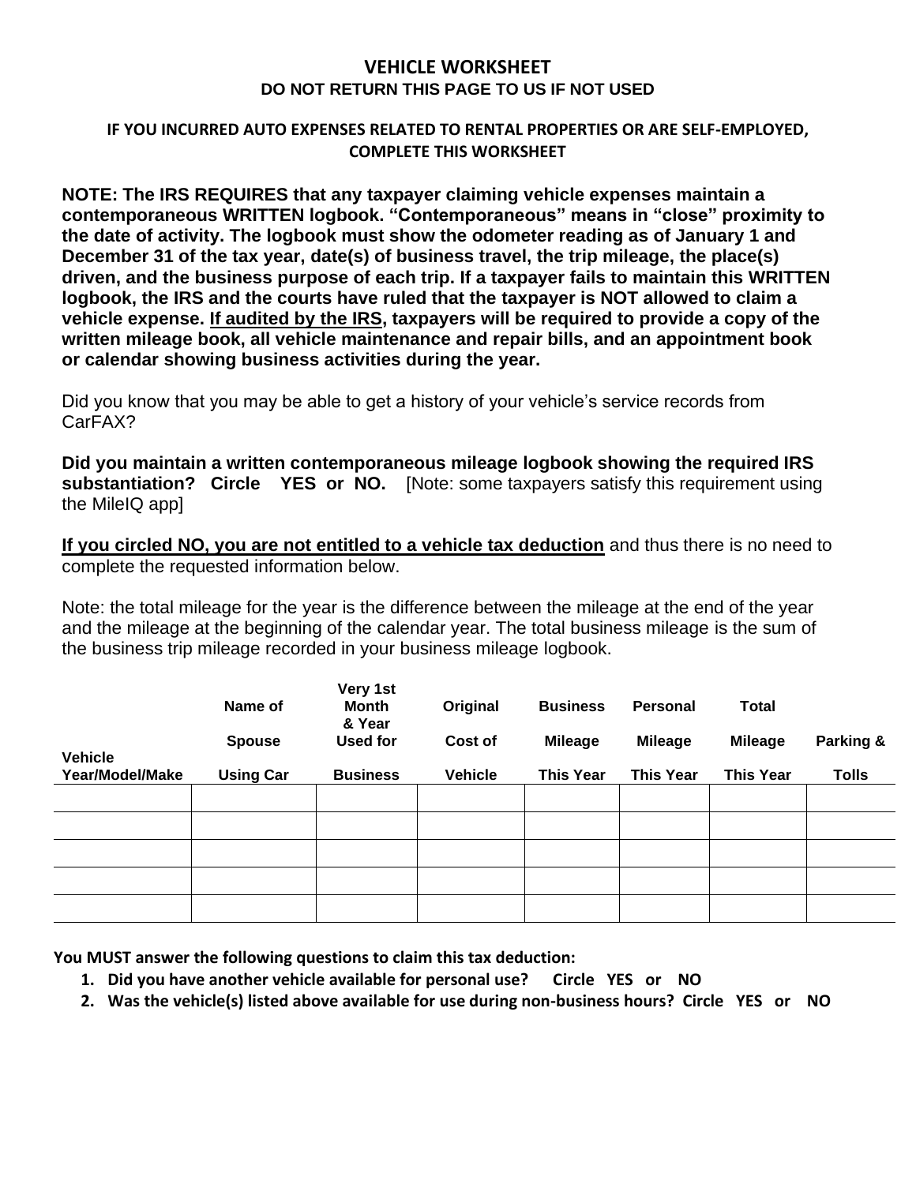# VEHICLE WORKSHEET

**DO NOT RETURN THIS PAGE TO US IF NOT USED**

**IF YOU INCURRED AUTO EXPENSES RELATED TO RENTAL PROPERTIES OR ARE SELF-EMPLOYED, COMPLETE THIS WORKSHEET**

**NOTE: The IRS REQUIRES that any taxpayer claiming vehicle expenses maintain a contemporaneous WRITTEN logbook. "Contemporaneous" means in "close" proximity to the date of activity. The logbook must show the odometer reading as of January 1 and December 31 of the tax year, date(s) of business travel, the trip mileage, the place(s) driven, and the business purpose of each trip. If a taxpayer fails to maintain this WRITTEN logbook, the IRS and the courts have ruled that the taxpayer is NOT allowed to claim a vehicle expense. <u>If audited by the IRS</u>, taxpayers will be required to provide a copy of the written mileage book, all vehicle maintenance and repair bills, and an appointment book or calendar showing business activities during the year.**

Did you know that you may be able to get a history of your vehicle's service records from CarFAX?

**Did you maintain a written contemporaneous mileage logbook showing the required IRS substantiation? Circle YES or NO.** [Note: some taxpayers satisfy this requirement using the MileIQ app]

**<u>If you circled NO, you are not entitled to a vehicle tax deduction</u>** and thus there is no need to complete the requested information below.

Note: the total mileage for the year is the difference between the mileage at the end of the year and the mileage at the beginning of the calendar year. The total business mileage is the sum of the business trip mileage recorded in your business mileage logbook.

| Vehicle Year/Model/Make | Name of Spouse Using Car | Very 1st Month & Year Used for Business | Original Cost of Vehicle | Business Mileage This Year | Personal Mileage This Year | Total Mileage This Year | Parking & Tolls |
|---|---|---|---|---|---|---|---|
| | | | | | | | |
| | | | | | | | |
| | | | | | | | |
| | | | | | | | |
| | | | | | | | |

**You MUST answer the following questions to claim this tax deduction:**

1. **Did you have another vehicle available for personal use? Circle YES or NO**
2. **Was the vehicle(s) listed above available for use during non-business hours? Circle YES or NO**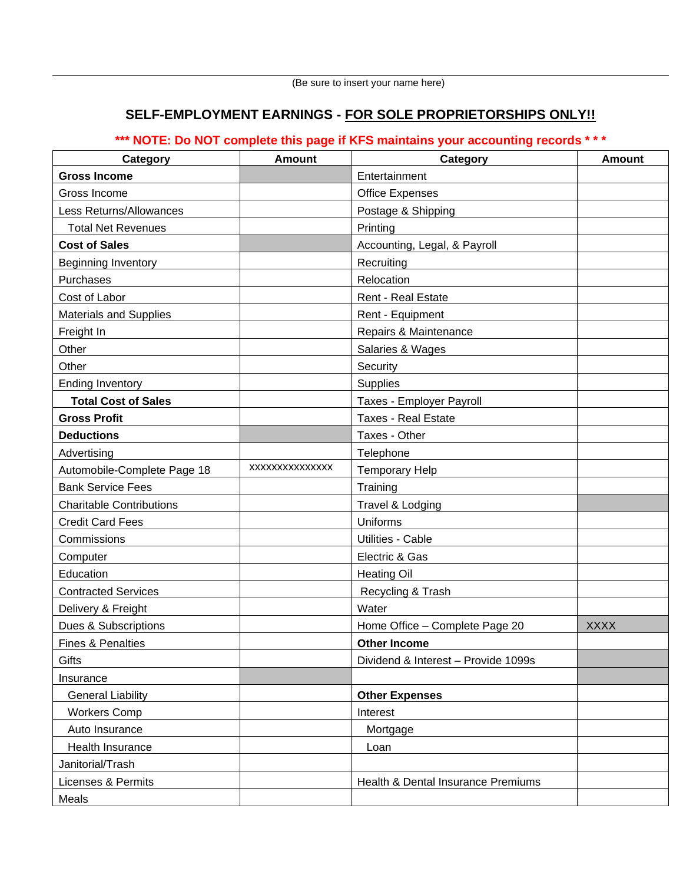(Be sure to insert your name here)

## SELF-EMPLOYMENT EARNINGS - FOR SOLE PROPRIETORSHIPS ONLY!!

**\*\*\* NOTE: Do NOT complete this page if KFS maintains your accounting records \* \* \***

| Category | Amount | Category | Amount |
|---|---|---|---|
| **Gross Income** | | Entertainment | |
| Gross Income | | Office Expenses | |
| Less Returns/Allowances | | Postage & Shipping | |
| Total Net Revenues | | Printing | |
| **Cost of Sales** | | Accounting, Legal, & Payroll | |
| Beginning Inventory | | Recruiting | |
| Purchases | | Relocation | |
| Cost of Labor | | Rent - Real Estate | |
| Materials and Supplies | | Rent - Equipment | |
| Freight In | | Repairs & Maintenance | |
| Other | | Salaries & Wages | |
| Other | | Security | |
| Ending Inventory | | Supplies | |
| **Total Cost of Sales** | | Taxes - Employer Payroll | |
| **Gross Profit** | | Taxes - Real Estate | |
| **Deductions** | | Taxes - Other | |
| Advertising | | Telephone | |
| Automobile-Complete Page 18 | XXXXXXXXXXXXXXX | Temporary Help | |
| Bank Service Fees | | Training | |
| Charitable Contributions | | Travel & Lodging | |
| Credit Card Fees | | Uniforms | |
| Commissions | | Utilities - Cable | |
| Computer | | Electric & Gas | |
| Education | | Heating Oil | |
| Contracted Services | | Recycling & Trash | |
| Delivery & Freight | | Water | |
| Dues & Subscriptions | | Home Office – Complete Page 20 | XXXX |
| Fines & Penalties | | **Other Income** | |
| Gifts | | Dividend & Interest – Provide 1099s | |
| Insurance | | | |
| General Liability | | **Other Expenses** | |
| Workers Comp | | Interest | |
| Auto Insurance | | Mortgage | |
| Health Insurance | | Loan | |
| Janitorial/Trash | | | |
| Licenses & Permits | | Health & Dental Insurance Premiums | |
| Meals | | | |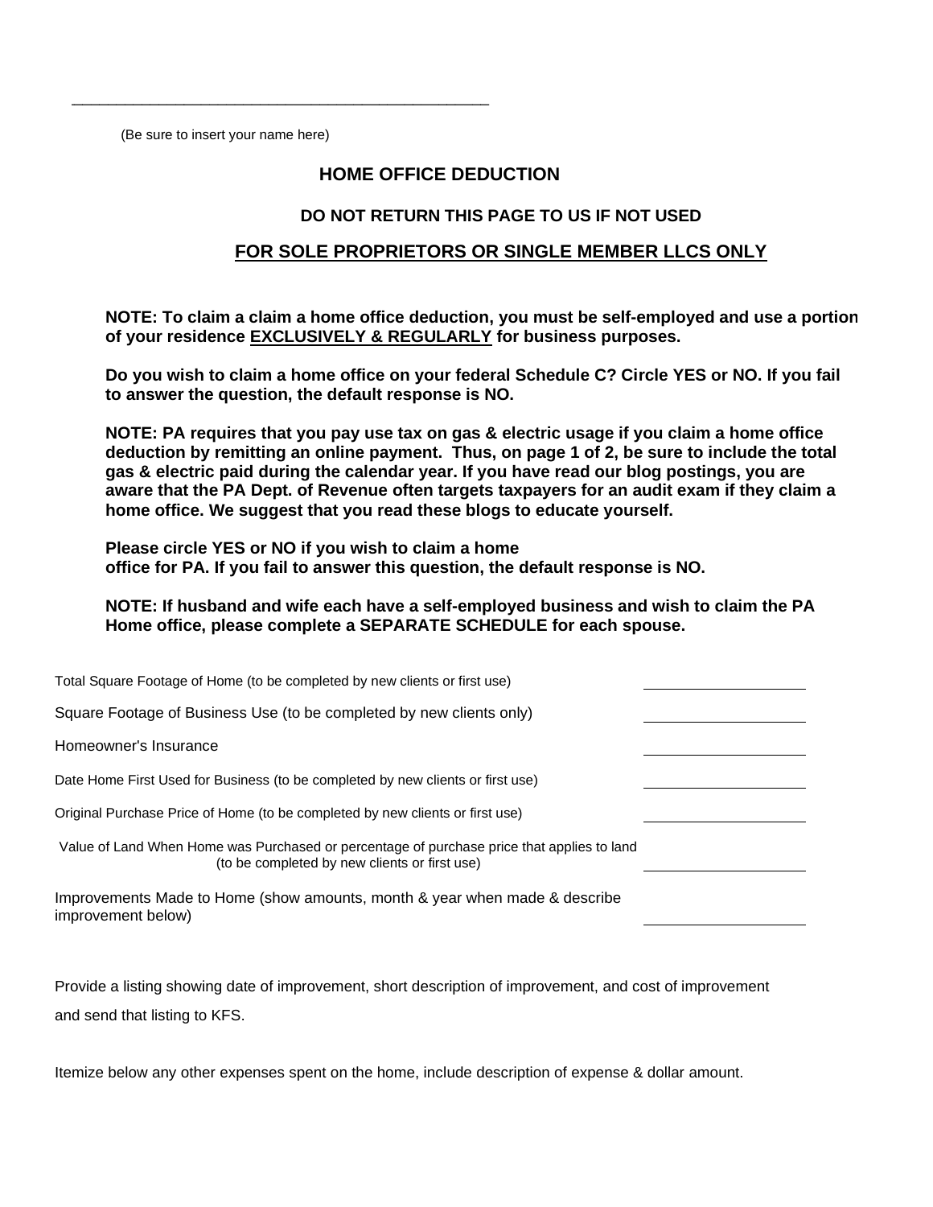\_\_\_\_\_\_\_\_\_\_\_\_\_\_\_\_\_\_\_\_\_\_\_\_\_\_\_\_\_\_\_\_\_\_\_\_\_\_\_\_\_\_\_\_\_\_\_\_

(Be sure to insert your name here)

## HOME OFFICE DEDUCTION

**DO NOT RETURN THIS PAGE TO US IF NOT USED**

**<u>FOR SOLE PROPRIETORS OR SINGLE MEMBER LLCS ONLY</u>**

**NOTE: To claim a claim a home office deduction, you must be self-employed and use a portion of your residence <u>EXCLUSIVELY & REGULARLY</u> for business purposes.**

**Do you wish to claim a home office on your federal Schedule C? Circle YES or NO. If you fail to answer the question, the default response is NO.**

**NOTE: PA requires that you pay use tax on gas & electric usage if you claim a home office deduction by remitting an online payment. Thus, on page 1 of 2, be sure to include the total gas & electric paid during the calendar year. If you have read our blog postings, you are aware that the PA Dept. of Revenue often targets taxpayers for an audit exam if they claim a home office. We suggest that you read these blogs to educate yourself.**

**Please circle YES or NO if you wish to claim a home office for PA. If you fail to answer this question, the default response is NO.**

**NOTE: If husband and wife each have a self-employed business and wish to claim the PA Home office, please complete a SEPARATE SCHEDULE for each spouse.**

| | |
|---|---|
| Total Square Footage of Home (to be completed by new clients or first use) | \_\_\_\_\_\_\_\_\_\_\_\_\_\_\_\_ |
| Square Footage of Business Use (to be completed by new clients only) | \_\_\_\_\_\_\_\_\_\_\_\_\_\_\_\_ |
| Homeowner's Insurance | \_\_\_\_\_\_\_\_\_\_\_\_\_\_\_\_ |
| Date Home First Used for Business (to be completed by new clients or first use) | \_\_\_\_\_\_\_\_\_\_\_\_\_\_\_\_ |
| Original Purchase Price of Home (to be completed by new clients or first use) | \_\_\_\_\_\_\_\_\_\_\_\_\_\_\_\_ |
| Value of Land When Home was Purchased or percentage of purchase price that applies to land (to be completed by new clients or first use) | \_\_\_\_\_\_\_\_\_\_\_\_\_\_\_\_ |
| Improvements Made to Home (show amounts, month & year when made & describe improvement below) | \_\_\_\_\_\_\_\_\_\_\_\_\_\_\_\_ |

Provide a listing showing date of improvement, short description of improvement, and cost of improvement and send that listing to KFS.

Itemize below any other expenses spent on the home, include description of expense & dollar amount.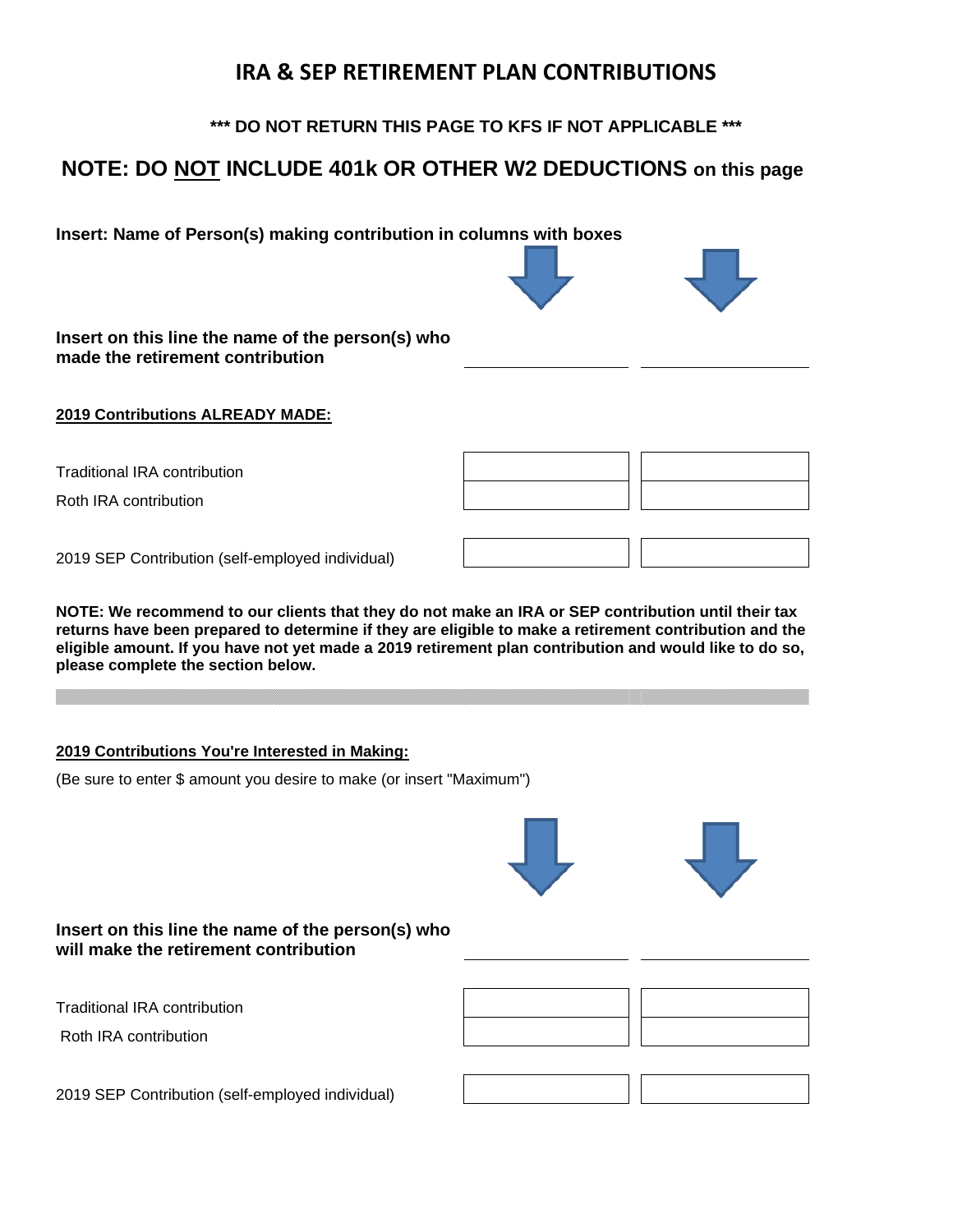# IRA & SEP RETIREMENT PLAN CONTRIBUTIONS

**\*\*\* DO NOT RETURN THIS PAGE TO KFS IF NOT APPLICABLE \*\*\***

## NOTE: DO <u>NOT</u> INCLUDE 401k OR OTHER W2 DEDUCTIONS on this page

**Insert: Name of Person(s) making contribution in columns with boxes**

| **Insert on this line the name of the person(s) who made the retirement contribution** | \_\_\_\_\_\_\_\_\_\_\_\_\_\_\_\_ | \_\_\_\_\_\_\_\_\_\_\_\_\_\_\_\_ |
| --- | --- | --- |
| **<u>2019 Contributions ALREADY MADE:</u>** | | |
| Traditional IRA contribution | | |
| Roth IRA contribution | | |
| 2019 SEP Contribution (self-employed individual) | | |

**NOTE: We recommend to our clients that they do not make an IRA or SEP contribution until their tax returns have been prepared to determine if they are eligible to make a retirement contribution and the eligible amount. If you have not yet made a 2019 retirement plan contribution and would like to do so, please complete the section below.**

---

**<u>2019 Contributions You're Interested in Making:</u>**

(Be sure to enter $ amount you desire to make (or insert "Maximum")

| **Insert on this line the name of the person(s) who will make the retirement contribution** | \_\_\_\_\_\_\_\_\_\_\_\_\_\_\_\_ | \_\_\_\_\_\_\_\_\_\_\_\_\_\_\_\_ |
| --- | --- | --- |
| Traditional IRA contribution | | |
| Roth IRA contribution | | |
| 2019 SEP Contribution (self-employed individual) | | |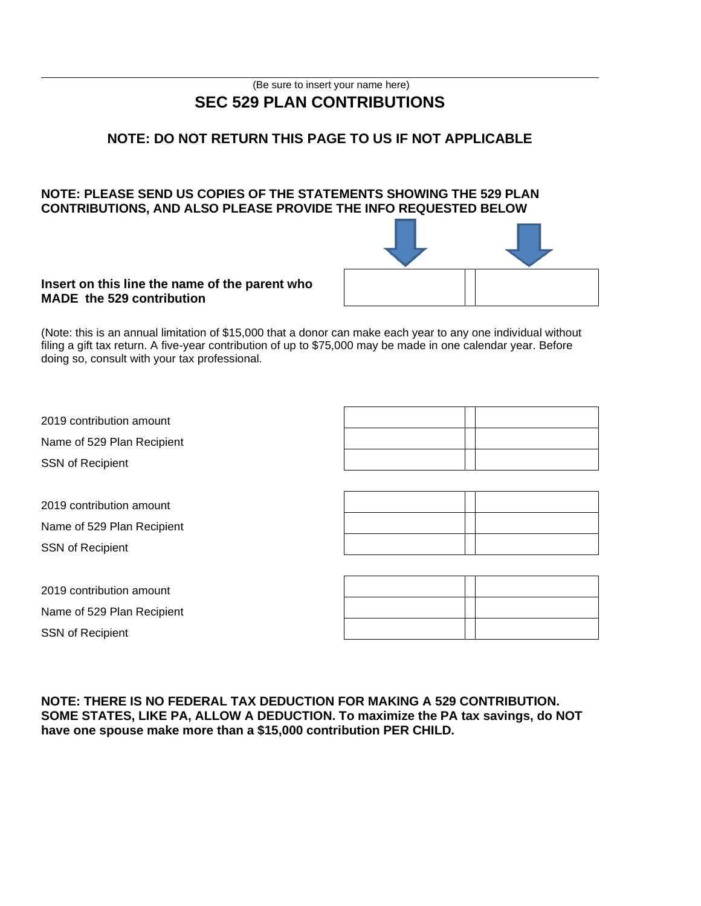(Be sure to insert your name here)

# SEC 529 PLAN CONTRIBUTIONS

## NOTE: DO NOT RETURN THIS PAGE TO US IF NOT APPLICABLE

**NOTE: PLEASE SEND US COPIES OF THE STATEMENTS SHOWING THE 529 PLAN CONTRIBUTIONS, AND ALSO PLEASE PROVIDE THE INFO REQUESTED BELOW**

| | | |
|---|---|---|
| **Insert on this line the name of the parent who MADE the 529 contribution** | | |

(Note: this is an annual limitation of $15,000 that a donor can make each year to any one individual without filing a gift tax return. A five-year contribution of up to $75,000 may be made in one calendar year. Before doing so, consult with your tax professional.

| | | |
|---|---|---|
| 2019 contribution amount | | |
| Name of 529 Plan Recipient | | |
| SSN of Recipient | | |

| | | |
|---|---|---|
| 2019 contribution amount | | |
| Name of 529 Plan Recipient | | |
| SSN of Recipient | | |

| | | |
|---|---|---|
| 2019 contribution amount | | |
| Name of 529 Plan Recipient | | |
| SSN of Recipient | | |

**NOTE: THERE IS NO FEDERAL TAX DEDUCTION FOR MAKING A 529 CONTRIBUTION. SOME STATES, LIKE PA, ALLOW A DEDUCTION. To maximize the PA tax savings, do NOT have one spouse make more than a $15,000 contribution PER CHILD.**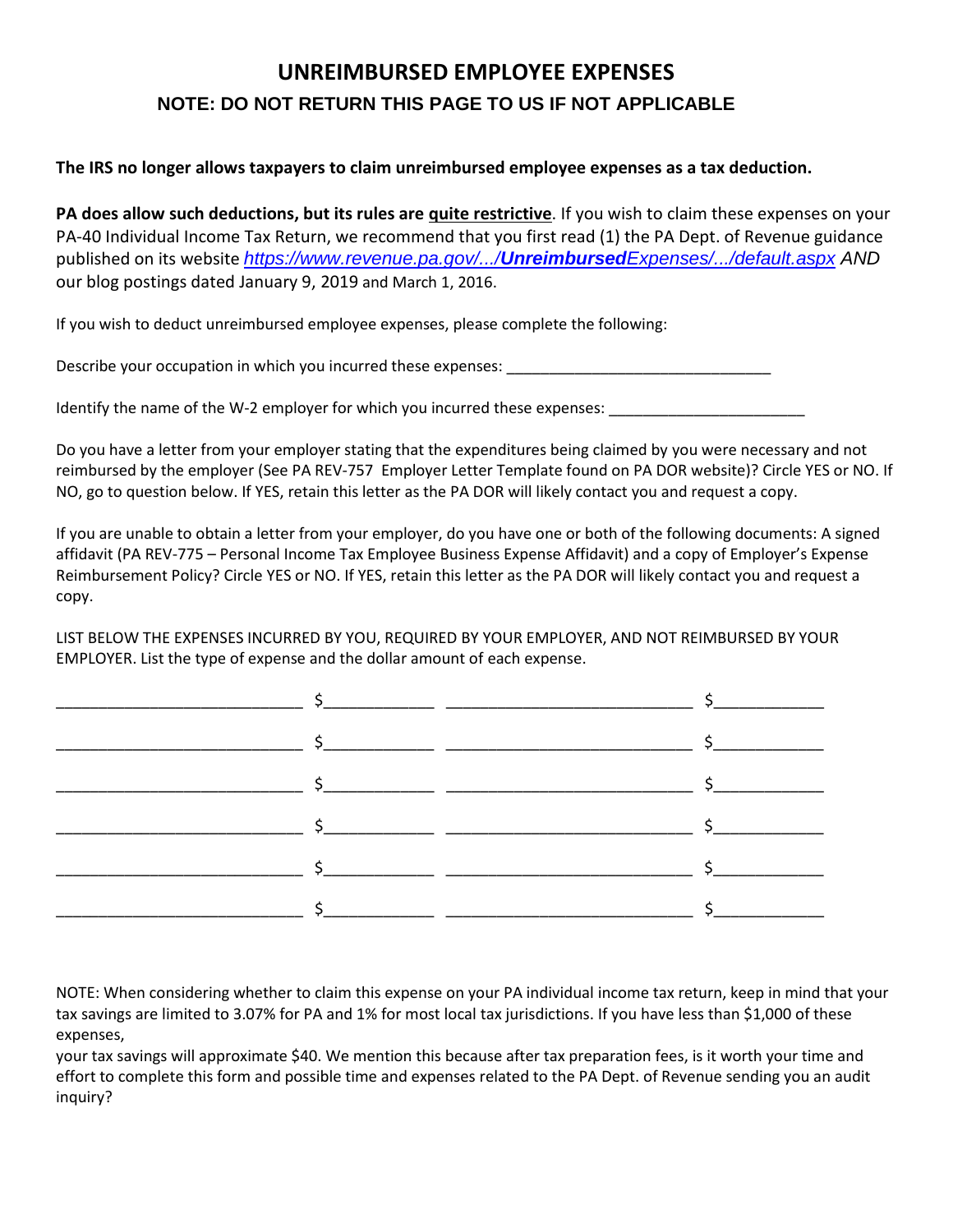# UNREIMBURSED EMPLOYEE EXPENSES

## NOTE: DO NOT RETURN THIS PAGE TO US IF NOT APPLICABLE

**The IRS no longer allows taxpayers to claim unreimbursed employee expenses as a tax deduction.**

**PA does allow such deductions, but its rules are quite restrictive**. If you wish to claim these expenses on your PA-40 Individual Income Tax Return, we recommend that you first read (1) the PA Dept. of Revenue guidance published on its website *https://www.revenue.pa.gov/.../**Unreimbursed**Expenses/.../default.aspx* *AND* our blog postings dated January 9, 2019 and March 1, 2016.

If you wish to deduct unreimbursed employee expenses, please complete the following:

Describe your occupation in which you incurred these expenses: _______________________________

Identify the name of the W-2 employer for which you incurred these expenses: _______________________

Do you have a letter from your employer stating that the expenditures being claimed by you were necessary and not reimbursed by the employer (See PA REV-757 Employer Letter Template found on PA DOR website)? Circle YES or NO. If NO, go to question below. If YES, retain this letter as the PA DOR will likely contact you and request a copy.

If you are unable to obtain a letter from your employer, do you have one or both of the following documents: A signed affidavit (PA REV-775 – Personal Income Tax Employee Business Expense Affidavit) and a copy of Employer's Expense Reimbursement Policy? Circle YES or NO. If YES, retain this letter as the PA DOR will likely contact you and request a copy.

LIST BELOW THE EXPENSES INCURRED BY YOU, REQUIRED BY YOUR EMPLOYER, AND NOT REIMBURSED BY YOUR EMPLOYER. List the type of expense and the dollar amount of each expense.

| | | | |
|---|---|---|---|
| ____________________________ | $____________ | ____________________________ | $____________ |
| ____________________________ | $____________ | ____________________________ | $____________ |
| ____________________________ | $____________ | ____________________________ | $____________ |
| ____________________________ | $____________ | ____________________________ | $____________ |
| ____________________________ | $____________ | ____________________________ | $____________ |
| ____________________________ | $____________ | ____________________________ | $____________ |

NOTE: When considering whether to claim this expense on your PA individual income tax return, keep in mind that your tax savings are limited to 3.07% for PA and 1% for most local tax jurisdictions. If you have less than $1,000 of these expenses,

your tax savings will approximate $40. We mention this because after tax preparation fees, is it worth your time and effort to complete this form and possible time and expenses related to the PA Dept. of Revenue sending you an audit inquiry?